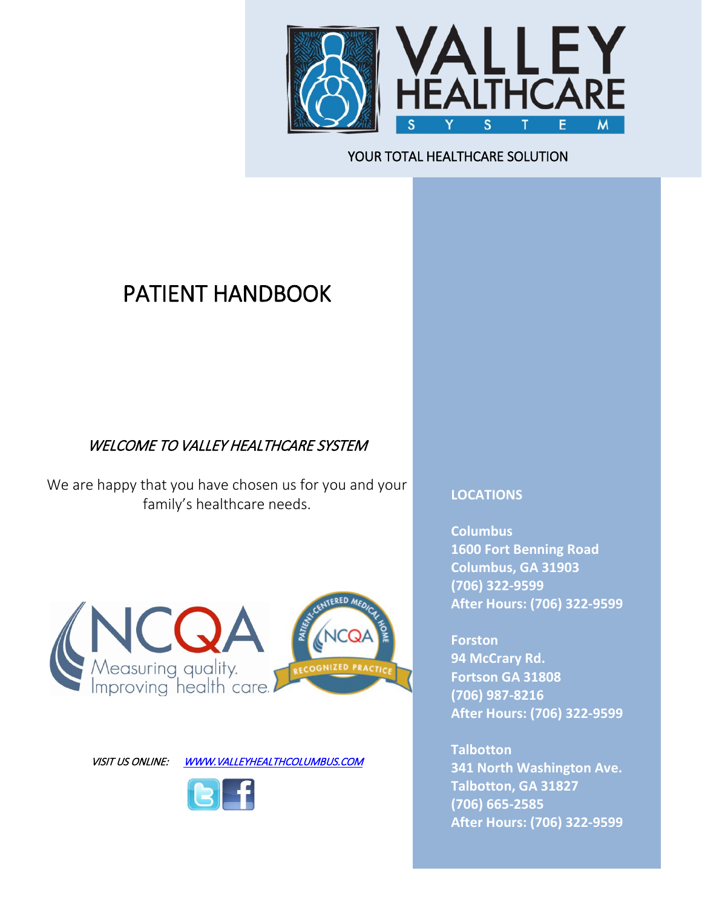VALLEY HEALTHCARE SYSTEM

YOUR TOTAL HEALTHCARE SOLUTION

# PATIENT HANDBOOK

*WELCOME TO VALLEY HEALTHCARE SYSTEM*

We are happy that you have chosen us for you and your family's healthcare needs.

NCQA Measuring quality. Improving health care.

PATIENT-CENTERED MEDICAL HOME NCQA RECOGNIZED PRACTICE

*VISIT US ONLINE:* [*WWW.VALLEYHEALTHCOLUMBUS.COM*](http://WWW.VALLEYHEALTHCOLUMBUS.COM)

**LOCATIONS**

**Columbus**
**1600 Fort Benning Road**
**Columbus, GA 31903**
**(706) 322-9599**
**After Hours: (706) 322-9599**

**Forston**
**94 McCrary Rd.**
**Fortson GA 31808**
**(706) 987-8216**
**After Hours: (706) 322-9599**

**Talbotton**
**341 North Washington Ave.**
**Talbotton, GA 31827**
**(706) 665-2585**
**After Hours: (706) 322-9599**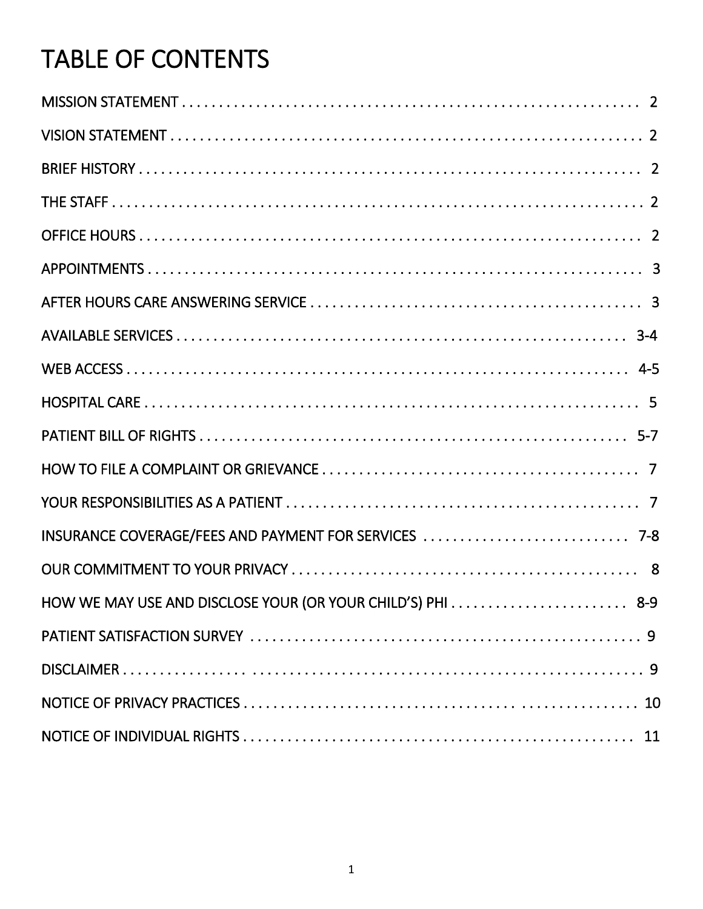# TABLE OF CONTENTS

MISSION STATEMENT . . . . . . . . . . . . . . . . . . . . . . . . . . . . . . . . . . . . . . . . . . . . . . . . . . . . . . . . . . . . 2

VISION STATEMENT . . . . . . . . . . . . . . . . . . . . . . . . . . . . . . . . . . . . . . . . . . . . . . . . . . . . . . . . . . . . . 2

BRIEF HISTORY . . . . . . . . . . . . . . . . . . . . . . . . . . . . . . . . . . . . . . . . . . . . . . . . . . . . . . . . . . . . . . . . 2

THE STAFF . . . . . . . . . . . . . . . . . . . . . . . . . . . . . . . . . . . . . . . . . . . . . . . . . . . . . . . . . . . . . . . . . . . . 2

OFFICE HOURS . . . . . . . . . . . . . . . . . . . . . . . . . . . . . . . . . . . . . . . . . . . . . . . . . . . . . . . . . . . . . . . . 2

APPOINTMENTS . . . . . . . . . . . . . . . . . . . . . . . . . . . . . . . . . . . . . . . . . . . . . . . . . . . . . . . . . . . . . . . . 3

AFTER HOURS CARE ANSWERING SERVICE . . . . . . . . . . . . . . . . . . . . . . . . . . . . . . . . . . . . . . . . . . . . 3

AVAILABLE SERVICES . . . . . . . . . . . . . . . . . . . . . . . . . . . . . . . . . . . . . . . . . . . . . . . . . . . . . . . . . . 3-4

WEB ACCESS . . . . . . . . . . . . . . . . . . . . . . . . . . . . . . . . . . . . . . . . . . . . . . . . . . . . . . . . . . . . . . . . 4-5

HOSPITAL CARE . . . . . . . . . . . . . . . . . . . . . . . . . . . . . . . . . . . . . . . . . . . . . . . . . . . . . . . . . . . . . . . . 5

PATIENT BILL OF RIGHTS . . . . . . . . . . . . . . . . . . . . . . . . . . . . . . . . . . . . . . . . . . . . . . . . . . . . . . . 5-7

HOW TO FILE A COMPLAINT OR GRIEVANCE . . . . . . . . . . . . . . . . . . . . . . . . . . . . . . . . . . . . . . . . . . 7

YOUR RESPONSIBILITIES AS A PATIENT . . . . . . . . . . . . . . . . . . . . . . . . . . . . . . . . . . . . . . . . . . . . . . 7

INSURANCE COVERAGE/FEES AND PAYMENT FOR SERVICES . . . . . . . . . . . . . . . . . . . . . . . . . . . 7-8

OUR COMMITMENT TO YOUR PRIVACY . . . . . . . . . . . . . . . . . . . . . . . . . . . . . . . . . . . . . . . . . . . . . . 8

HOW WE MAY USE AND DISCLOSE YOUR (OR YOUR CHILD'S) PHI . . . . . . . . . . . . . . . . . . . . . . . 8-9

PATIENT SATISFACTION SURVEY . . . . . . . . . . . . . . . . . . . . . . . . . . . . . . . . . . . . . . . . . . . . . . . . . . 9

DISCLAIMER . . . . . . . . . . . . . . . . . . . . . . . . . . . . . . . . . . . . . . . . . . . . . . . . . . . . . . . . . . . . . . . . . . 9

NOTICE OF PRIVACY PRACTICES . . . . . . . . . . . . . . . . . . . . . . . . . . . . . . . . . . . . . . . . . . . . . . . . . 10

NOTICE OF INDIVIDUAL RIGHTS . . . . . . . . . . . . . . . . . . . . . . . . . . . . . . . . . . . . . . . . . . . . . . . . . . 11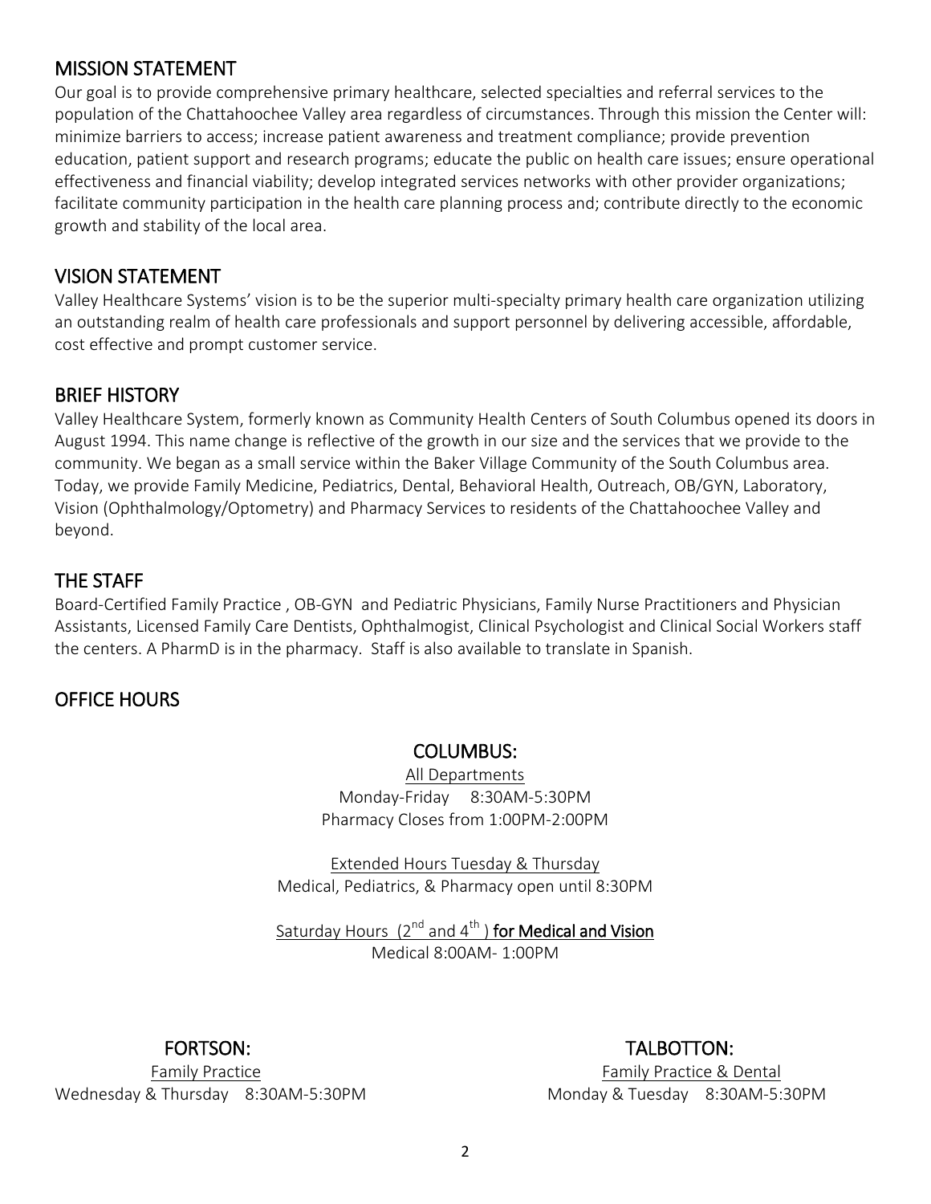## MISSION STATEMENT

Our goal is to provide comprehensive primary healthcare, selected specialties and referral services to the population of the Chattahoochee Valley area regardless of circumstances. Through this mission the Center will: minimize barriers to access; increase patient awareness and treatment compliance; provide prevention education, patient support and research programs; educate the public on health care issues; ensure operational effectiveness and financial viability; develop integrated services networks with other provider organizations; facilitate community participation in the health care planning process and; contribute directly to the economic growth and stability of the local area.

## VISION STATEMENT

Valley Healthcare Systems' vision is to be the superior multi-specialty primary health care organization utilizing an outstanding realm of health care professionals and support personnel by delivering accessible, affordable, cost effective and prompt customer service.

## BRIEF HISTORY

Valley Healthcare System, formerly known as Community Health Centers of South Columbus opened its doors in August 1994. This name change is reflective of the growth in our size and the services that we provide to the community. We began as a small service within the Baker Village Community of the South Columbus area. Today, we provide Family Medicine, Pediatrics, Dental, Behavioral Health, Outreach, OB/GYN, Laboratory, Vision (Ophthalmology/Optometry) and Pharmacy Services to residents of the Chattahoochee Valley and beyond.

## THE STAFF

Board-Certified Family Practice , OB-GYN and Pediatric Physicians, Family Nurse Practitioners and Physician Assistants, Licensed Family Care Dentists, Ophthalmogist, Clinical Psychologist and Clinical Social Workers staff the centers. A PharmD is in the pharmacy. Staff is also available to translate in Spanish.

## OFFICE HOURS

### COLUMBUS:

All Departments
Monday-Friday 8:30AM-5:30PM
Pharmacy Closes from 1:00PM-2:00PM

Extended Hours Tuesday & Thursday
Medical, Pediatrics, & Pharmacy open until 8:30PM

Saturday Hours (2nd and 4th) **for Medical and Vision**
Medical 8:00AM- 1:00PM

### FORTSON:

Family Practice
Wednesday & Thursday 8:30AM-5:30PM

### TALBOTTON:

Family Practice & Dental
Monday & Tuesday 8:30AM-5:30PM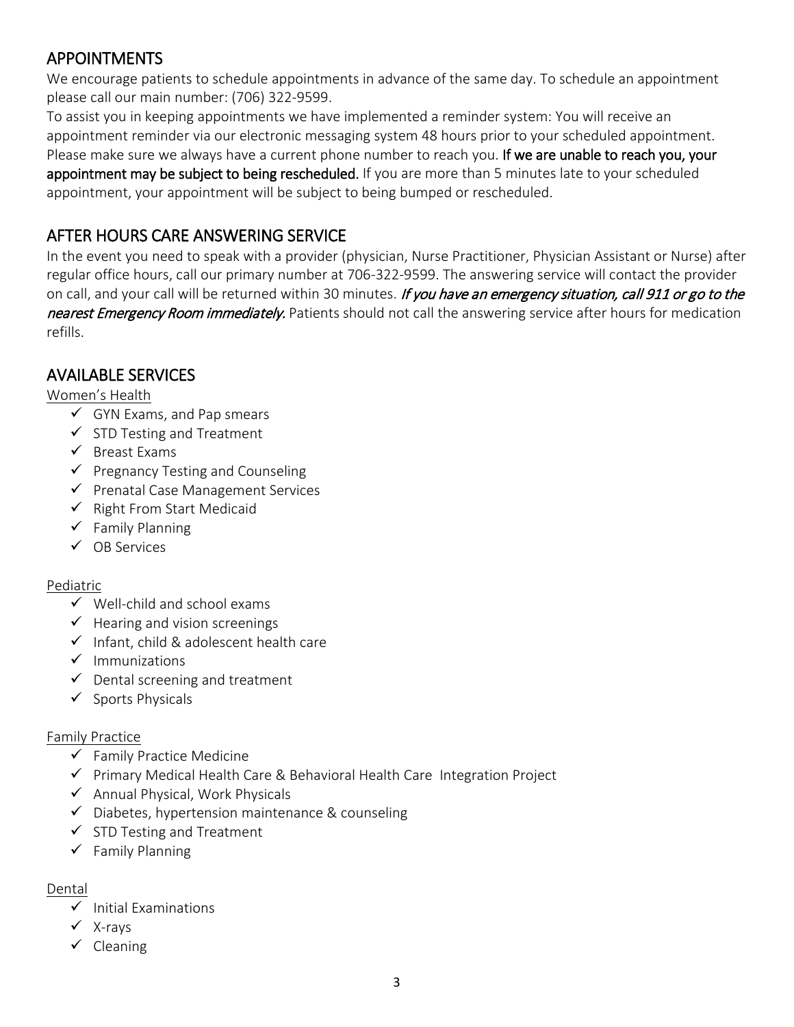## APPOINTMENTS

We encourage patients to schedule appointments in advance of the same day. To schedule an appointment please call our main number: (706) 322-9599.

To assist you in keeping appointments we have implemented a reminder system: You will receive an appointment reminder via our electronic messaging system 48 hours prior to your scheduled appointment. Please make sure we always have a current phone number to reach you. **If we are unable to reach you, your appointment may be subject to being rescheduled.** If you are more than 5 minutes late to your scheduled appointment, your appointment will be subject to being bumped or rescheduled.

## AFTER HOURS CARE ANSWERING SERVICE

In the event you need to speak with a provider (physician, Nurse Practitioner, Physician Assistant or Nurse) after regular office hours, call our primary number at 706-322-9599. The answering service will contact the provider on call, and your call will be returned within 30 minutes. *If you have an emergency situation, call 911 or go to the nearest Emergency Room immediately.* Patients should not call the answering service after hours for medication refills.

## AVAILABLE SERVICES

Women's Health

- ✓ GYN Exams, and Pap smears
- ✓ STD Testing and Treatment
- ✓ Breast Exams
- ✓ Pregnancy Testing and Counseling
- ✓ Prenatal Case Management Services
- ✓ Right From Start Medicaid
- ✓ Family Planning
- ✓ OB Services

Pediatric

- ✓ Well-child and school exams
- ✓ Hearing and vision screenings
- ✓ Infant, child & adolescent health care
- ✓ Immunizations
- ✓ Dental screening and treatment
- ✓ Sports Physicals

Family Practice

- ✓ Family Practice Medicine
- ✓ Primary Medical Health Care & Behavioral Health Care Integration Project
- ✓ Annual Physical, Work Physicals
- ✓ Diabetes, hypertension maintenance & counseling
- ✓ STD Testing and Treatment
- ✓ Family Planning

Dental

- ✓ Initial Examinations
- ✓ X-rays
- ✓ Cleaning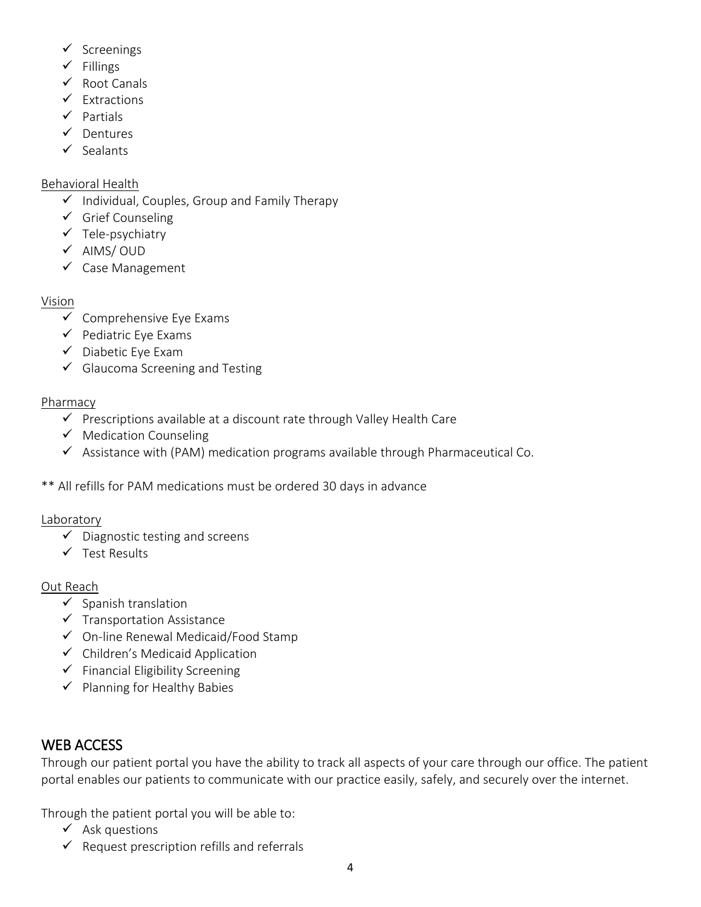- ✓ Screenings
- ✓ Fillings
- ✓ Root Canals
- ✓ Extractions
- ✓ Partials
- ✓ Dentures
- ✓ Sealants

Behavioral Health

- ✓ Individual, Couples, Group and Family Therapy
- ✓ Grief Counseling
- ✓ Tele-psychiatry
- ✓ AIMS/ OUD
- ✓ Case Management

Vision

- ✓ Comprehensive Eye Exams
- ✓ Pediatric Eye Exams
- ✓ Diabetic Eye Exam
- ✓ Glaucoma Screening and Testing

Pharmacy

- ✓ Prescriptions available at a discount rate through Valley Health Care
- ✓ Medication Counseling
- ✓ Assistance with (PAM) medication programs available through Pharmaceutical Co.

** All refills for PAM medications must be ordered 30 days in advance

Laboratory

- ✓ Diagnostic testing and screens
- ✓ Test Results

Out Reach

- ✓ Spanish translation
- ✓ Transportation Assistance
- ✓ On-line Renewal Medicaid/Food Stamp
- ✓ Children's Medicaid Application
- ✓ Financial Eligibility Screening
- ✓ Planning for Healthy Babies

## WEB ACCESS

Through our patient portal you have the ability to track all aspects of your care through our office. The patient portal enables our patients to communicate with our practice easily, safely, and securely over the internet.

Through the patient portal you will be able to:

- ✓ Ask questions
- ✓ Request prescription refills and referrals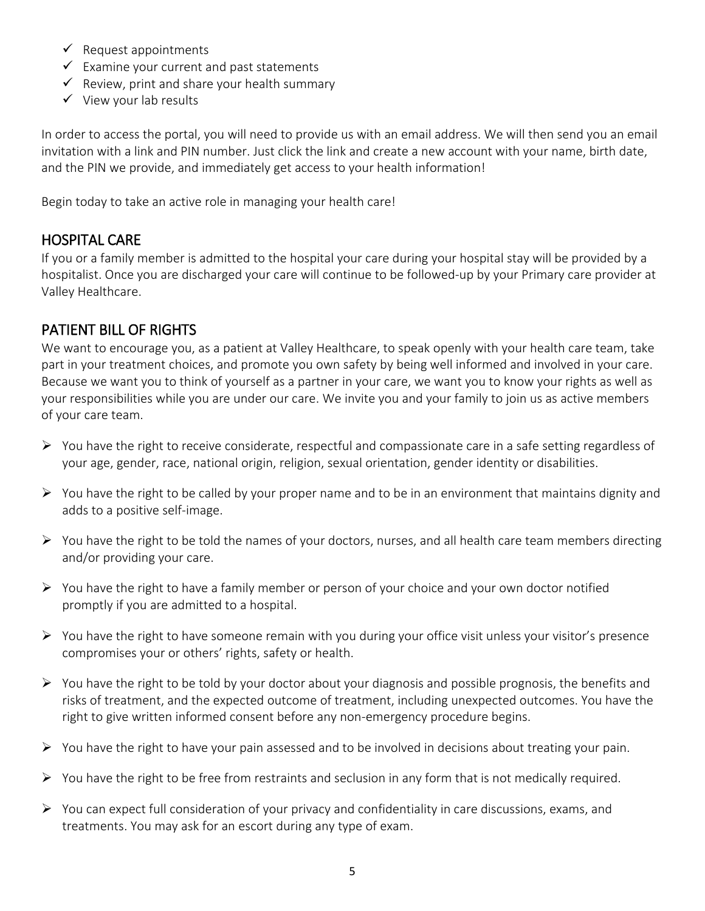- ✓ Request appointments
- ✓ Examine your current and past statements
- ✓ Review, print and share your health summary
- ✓ View your lab results

In order to access the portal, you will need to provide us with an email address. We will then send you an email invitation with a link and PIN number. Just click the link and create a new account with your name, birth date, and the PIN we provide, and immediately get access to your health information!

Begin today to take an active role in managing your health care!

## HOSPITAL CARE

If you or a family member is admitted to the hospital your care during your hospital stay will be provided by a hospitalist. Once you are discharged your care will continue to be followed-up by your Primary care provider at Valley Healthcare.

## PATIENT BILL OF RIGHTS

We want to encourage you, as a patient at Valley Healthcare, to speak openly with your health care team, take part in your treatment choices, and promote you own safety by being well informed and involved in your care. Because we want you to think of yourself as a partner in your care, we want you to know your rights as well as your responsibilities while you are under our care. We invite you and your family to join us as active members of your care team.

- You have the right to receive considerate, respectful and compassionate care in a safe setting regardless of your age, gender, race, national origin, religion, sexual orientation, gender identity or disabilities.
- You have the right to be called by your proper name and to be in an environment that maintains dignity and adds to a positive self-image.
- You have the right to be told the names of your doctors, nurses, and all health care team members directing and/or providing your care.
- You have the right to have a family member or person of your choice and your own doctor notified promptly if you are admitted to a hospital.
- You have the right to have someone remain with you during your office visit unless your visitor's presence compromises your or others' rights, safety or health.
- You have the right to be told by your doctor about your diagnosis and possible prognosis, the benefits and risks of treatment, and the expected outcome of treatment, including unexpected outcomes. You have the right to give written informed consent before any non-emergency procedure begins.
- You have the right to have your pain assessed and to be involved in decisions about treating your pain.
- You have the right to be free from restraints and seclusion in any form that is not medically required.
- You can expect full consideration of your privacy and confidentiality in care discussions, exams, and treatments. You may ask for an escort during any type of exam.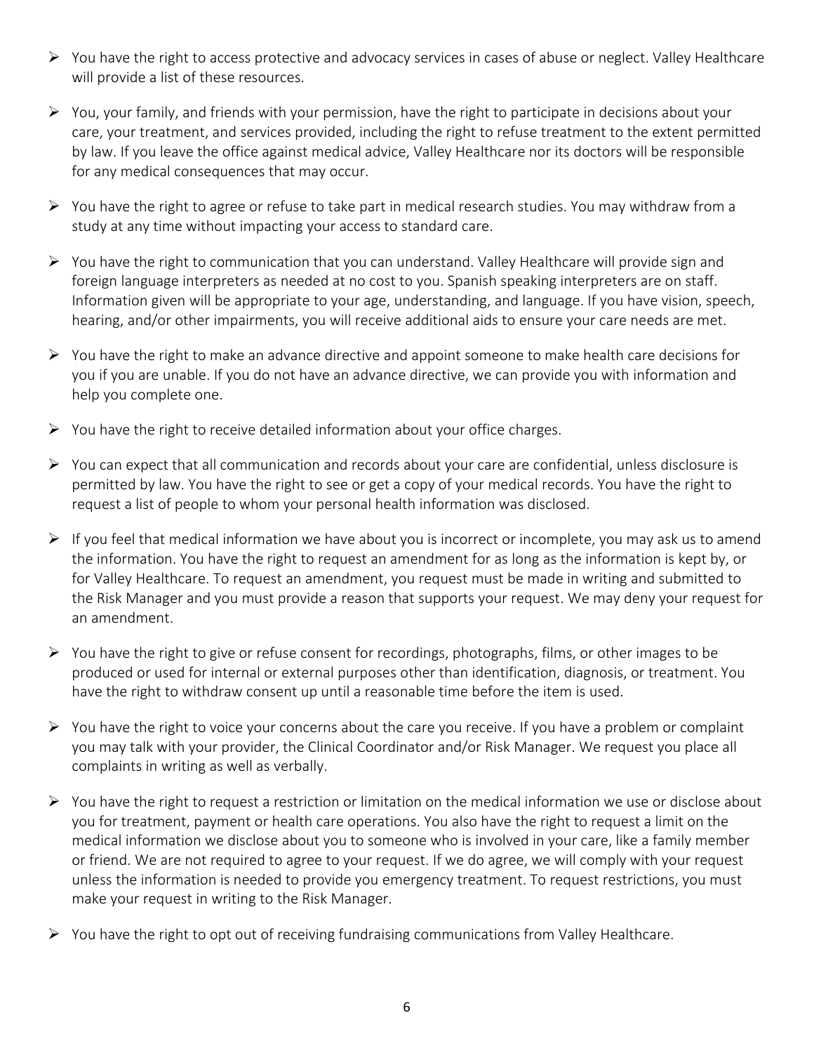- You have the right to access protective and advocacy services in cases of abuse or neglect. Valley Healthcare will provide a list of these resources.
- You, your family, and friends with your permission, have the right to participate in decisions about your care, your treatment, and services provided, including the right to refuse treatment to the extent permitted by law. If you leave the office against medical advice, Valley Healthcare nor its doctors will be responsible for any medical consequences that may occur.
- You have the right to agree or refuse to take part in medical research studies. You may withdraw from a study at any time without impacting your access to standard care.
- You have the right to communication that you can understand. Valley Healthcare will provide sign and foreign language interpreters as needed at no cost to you. Spanish speaking interpreters are on staff. Information given will be appropriate to your age, understanding, and language. If you have vision, speech, hearing, and/or other impairments, you will receive additional aids to ensure your care needs are met.
- You have the right to make an advance directive and appoint someone to make health care decisions for you if you are unable. If you do not have an advance directive, we can provide you with information and help you complete one.
- You have the right to receive detailed information about your office charges.
- You can expect that all communication and records about your care are confidential, unless disclosure is permitted by law. You have the right to see or get a copy of your medical records. You have the right to request a list of people to whom your personal health information was disclosed.
- If you feel that medical information we have about you is incorrect or incomplete, you may ask us to amend the information. You have the right to request an amendment for as long as the information is kept by, or for Valley Healthcare. To request an amendment, you request must be made in writing and submitted to the Risk Manager and you must provide a reason that supports your request. We may deny your request for an amendment.
- You have the right to give or refuse consent for recordings, photographs, films, or other images to be produced or used for internal or external purposes other than identification, diagnosis, or treatment. You have the right to withdraw consent up until a reasonable time before the item is used.
- You have the right to voice your concerns about the care you receive. If you have a problem or complaint you may talk with your provider, the Clinical Coordinator and/or Risk Manager. We request you place all complaints in writing as well as verbally.
- You have the right to request a restriction or limitation on the medical information we use or disclose about you for treatment, payment or health care operations. You also have the right to request a limit on the medical information we disclose about you to someone who is involved in your care, like a family member or friend. We are not required to agree to your request. If we do agree, we will comply with your request unless the information is needed to provide you emergency treatment. To request restrictions, you must make your request in writing to the Risk Manager.
- You have the right to opt out of receiving fundraising communications from Valley Healthcare.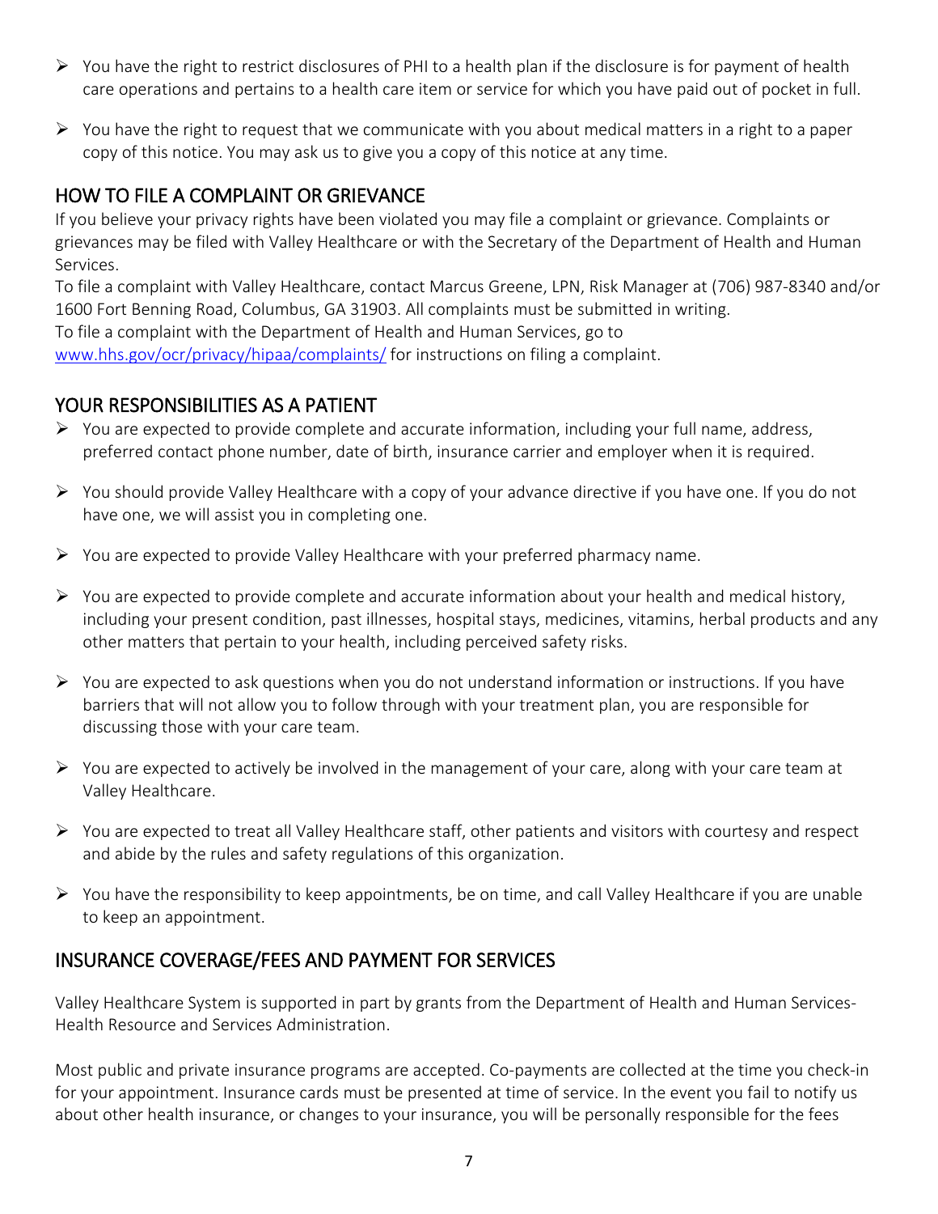- You have the right to restrict disclosures of PHI to a health plan if the disclosure is for payment of health care operations and pertains to a health care item or service for which you have paid out of pocket in full.

- You have the right to request that we communicate with you about medical matters in a right to a paper copy of this notice. You may ask us to give you a copy of this notice at any time.

## HOW TO FILE A COMPLAINT OR GRIEVANCE

If you believe your privacy rights have been violated you may file a complaint or grievance. Complaints or grievances may be filed with Valley Healthcare or with the Secretary of the Department of Health and Human Services.

To file a complaint with Valley Healthcare, contact Marcus Greene, LPN, Risk Manager at (706) 987-8340 and/or 1600 Fort Benning Road, Columbus, GA 31903. All complaints must be submitted in writing.

To file a complaint with the Department of Health and Human Services, go to [www.hhs.gov/ocr/privacy/hipaa/complaints/](www.hhs.gov/ocr/privacy/hipaa/complaints/) for instructions on filing a complaint.

## YOUR RESPONSIBILITIES AS A PATIENT

- You are expected to provide complete and accurate information, including your full name, address, preferred contact phone number, date of birth, insurance carrier and employer when it is required.

- You should provide Valley Healthcare with a copy of your advance directive if you have one. If you do not have one, we will assist you in completing one.

- You are expected to provide Valley Healthcare with your preferred pharmacy name.

- You are expected to provide complete and accurate information about your health and medical history, including your present condition, past illnesses, hospital stays, medicines, vitamins, herbal products and any other matters that pertain to your health, including perceived safety risks.

- You are expected to ask questions when you do not understand information or instructions. If you have barriers that will not allow you to follow through with your treatment plan, you are responsible for discussing those with your care team.

- You are expected to actively be involved in the management of your care, along with your care team at Valley Healthcare.

- You are expected to treat all Valley Healthcare staff, other patients and visitors with courtesy and respect and abide by the rules and safety regulations of this organization.

- You have the responsibility to keep appointments, be on time, and call Valley Healthcare if you are unable to keep an appointment.

## INSURANCE COVERAGE/FEES AND PAYMENT FOR SERVICES

Valley Healthcare System is supported in part by grants from the Department of Health and Human Services-Health Resource and Services Administration.

Most public and private insurance programs are accepted. Co-payments are collected at the time you check-in for your appointment. Insurance cards must be presented at time of service. In the event you fail to notify us about other health insurance, or changes to your insurance, you will be personally responsible for the fees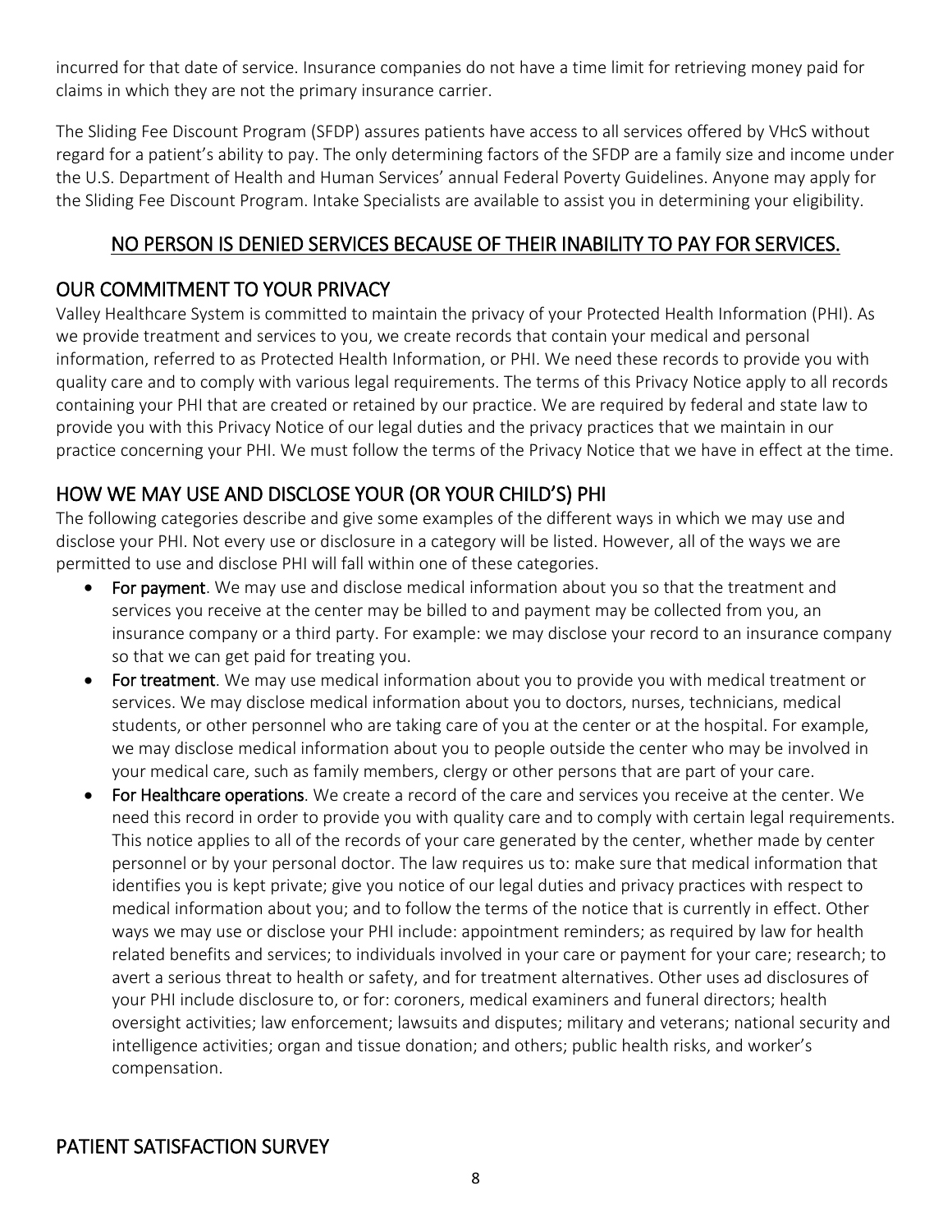incurred for that date of service. Insurance companies do not have a time limit for retrieving money paid for claims in which they are not the primary insurance carrier.

The Sliding Fee Discount Program (SFDP) assures patients have access to all services offered by VHcS without regard for a patient's ability to pay. The only determining factors of the SFDP are a family size and income under the U.S. Department of Health and Human Services' annual Federal Poverty Guidelines. Anyone may apply for the Sliding Fee Discount Program. Intake Specialists are available to assist you in determining your eligibility.

<u>NO PERSON IS DENIED SERVICES BECAUSE OF THEIR INABILITY TO PAY FOR SERVICES.</u>

## OUR COMMITMENT TO YOUR PRIVACY

Valley Healthcare System is committed to maintain the privacy of your Protected Health Information (PHI). As we provide treatment and services to you, we create records that contain your medical and personal information, referred to as Protected Health Information, or PHI. We need these records to provide you with quality care and to comply with various legal requirements. The terms of this Privacy Notice apply to all records containing your PHI that are created or retained by our practice. We are required by federal and state law to provide you with this Privacy Notice of our legal duties and the privacy practices that we maintain in our practice concerning your PHI. We must follow the terms of the Privacy Notice that we have in effect at the time.

## HOW WE MAY USE AND DISCLOSE YOUR (OR YOUR CHILD'S) PHI

The following categories describe and give some examples of the different ways in which we may use and disclose your PHI. Not every use or disclosure in a category will be listed. However, all of the ways we are permitted to use and disclose PHI will fall within one of these categories.

- **For payment**. We may use and disclose medical information about you so that the treatment and services you receive at the center may be billed to and payment may be collected from you, an insurance company or a third party. For example: we may disclose your record to an insurance company so that we can get paid for treating you.
- **For treatment**. We may use medical information about you to provide you with medical treatment or services. We may disclose medical information about you to doctors, nurses, technicians, medical students, or other personnel who are taking care of you at the center or at the hospital. For example, we may disclose medical information about you to people outside the center who may be involved in your medical care, such as family members, clergy or other persons that are part of your care.
- **For Healthcare operations**. We create a record of the care and services you receive at the center. We need this record in order to provide you with quality care and to comply with certain legal requirements. This notice applies to all of the records of your care generated by the center, whether made by center personnel or by your personal doctor. The law requires us to: make sure that medical information that identifies you is kept private; give you notice of our legal duties and privacy practices with respect to medical information about you; and to follow the terms of the notice that is currently in effect. Other ways we may use or disclose your PHI include: appointment reminders; as required by law for health related benefits and services; to individuals involved in your care or payment for your care; research; to avert a serious threat to health or safety, and for treatment alternatives. Other uses ad disclosures of your PHI include disclosure to, or for: coroners, medical examiners and funeral directors; health oversight activities; law enforcement; lawsuits and disputes; military and veterans; national security and intelligence activities; organ and tissue donation; and others; public health risks, and worker's compensation.

## PATIENT SATISFACTION SURVEY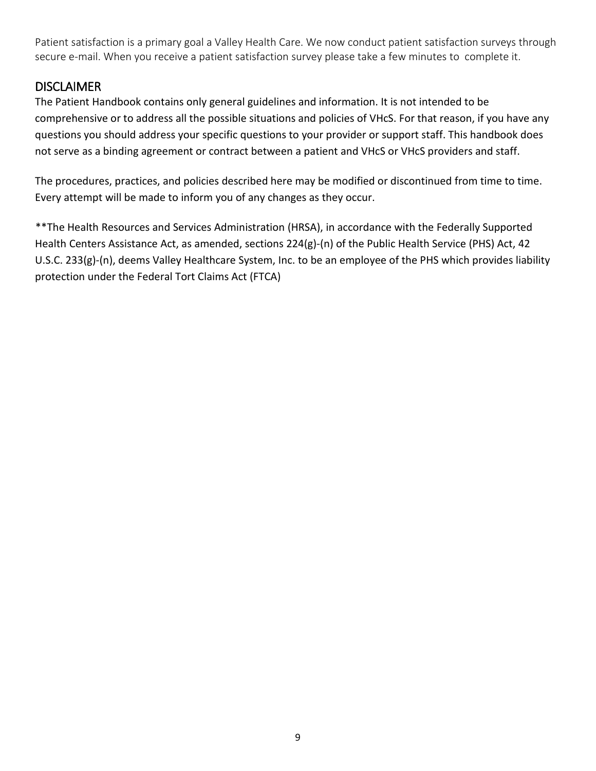Patient satisfaction is a primary goal a Valley Health Care. We now conduct patient satisfaction surveys through secure e-mail. When you receive a patient satisfaction survey please take a few minutes to complete it.

## DISCLAIMER

The Patient Handbook contains only general guidelines and information. It is not intended to be comprehensive or to address all the possible situations and policies of VHcS. For that reason, if you have any questions you should address your specific questions to your provider or support staff. This handbook does not serve as a binding agreement or contract between a patient and VHcS or VHcS providers and staff.

The procedures, practices, and policies described here may be modified or discontinued from time to time. Every attempt will be made to inform you of any changes as they occur.

**The Health Resources and Services Administration (HRSA), in accordance with the Federally Supported Health Centers Assistance Act, as amended, sections 224(g)-(n) of the Public Health Service (PHS) Act, 42 U.S.C. 233(g)-(n), deems Valley Healthcare System, Inc. to be an employee of the PHS which provides liability protection under the Federal Tort Claims Act (FTCA)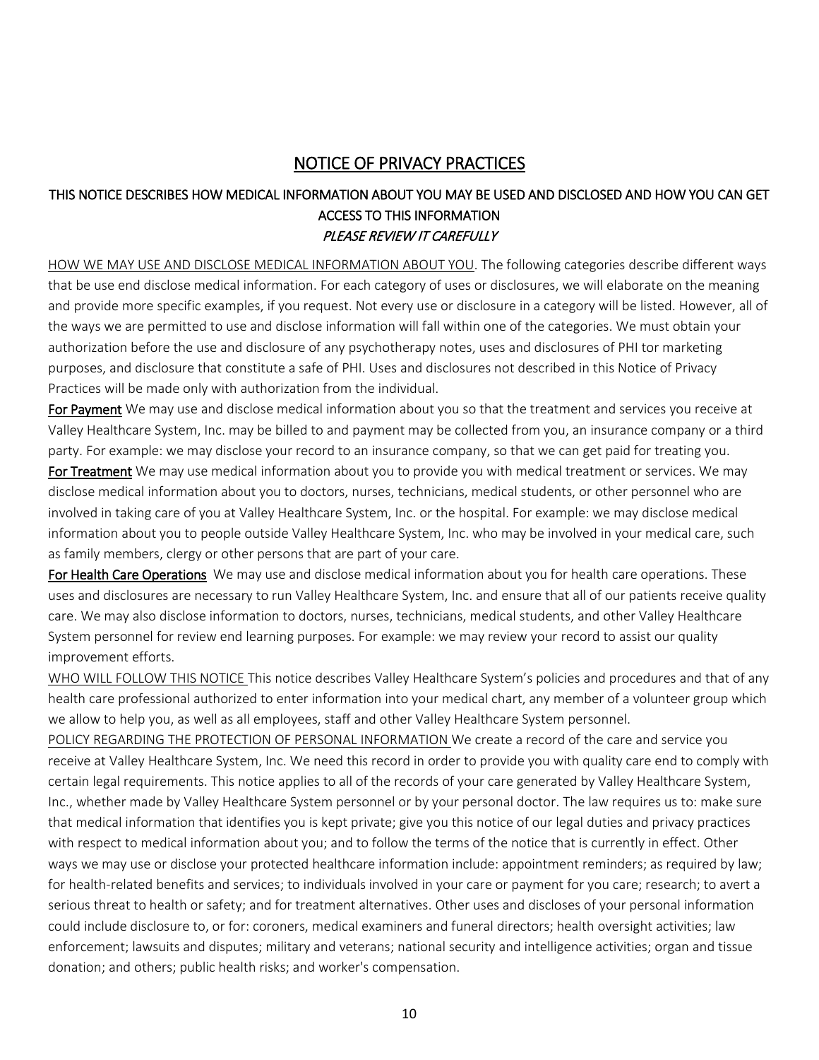# NOTICE OF PRIVACY PRACTICES

## THIS NOTICE DESCRIBES HOW MEDICAL INFORMATION ABOUT YOU MAY BE USED AND DISCLOSED AND HOW YOU CAN GET ACCESS TO THIS INFORMATION

*PLEASE REVIEW IT CAREFULLY*

HOW WE MAY USE AND DISCLOSE MEDICAL INFORMATION ABOUT YOU. The following categories describe different ways that be use end disclose medical information. For each category of uses or disclosures, we will elaborate on the meaning and provide more specific examples, if you request. Not every use or disclosure in a category will be listed. However, all of the ways we are permitted to use and disclose information will fall within one of the categories. We must obtain your authorization before the use and disclosure of any psychotherapy notes, uses and disclosures of PHI tor marketing purposes, and disclosure that constitute a safe of PHI. Uses and disclosures not described in this Notice of Privacy Practices will be made only with authorization from the individual.

**For Payment** We may use and disclose medical information about you so that the treatment and services you receive at Valley Healthcare System, Inc. may be billed to and payment may be collected from you, an insurance company or a third party. For example: we may disclose your record to an insurance company, so that we can get paid for treating you.

**For Treatment** We may use medical information about you to provide you with medical treatment or services. We may disclose medical information about you to doctors, nurses, technicians, medical students, or other personnel who are involved in taking care of you at Valley Healthcare System, Inc. or the hospital. For example: we may disclose medical information about you to people outside Valley Healthcare System, Inc. who may be involved in your medical care, such as family members, clergy or other persons that are part of your care.

**For Health Care Operations** We may use and disclose medical information about you for health care operations. These uses and disclosures are necessary to run Valley Healthcare System, Inc. and ensure that all of our patients receive quality care. We may also disclose information to doctors, nurses, technicians, medical students, and other Valley Healthcare System personnel for review end learning purposes. For example: we may review your record to assist our quality improvement efforts.

WHO WILL FOLLOW THIS NOTICE This notice describes Valley Healthcare System's policies and procedures and that of any health care professional authorized to enter information into your medical chart, any member of a volunteer group which we allow to help you, as well as all employees, staff and other Valley Healthcare System personnel.

POLICY REGARDING THE PROTECTION OF PERSONAL INFORMATION We create a record of the care and service you receive at Valley Healthcare System, Inc. We need this record in order to provide you with quality care end to comply with certain legal requirements. This notice applies to all of the records of your care generated by Valley Healthcare System, Inc., whether made by Valley Healthcare System personnel or by your personal doctor. The law requires us to: make sure that medical information that identifies you is kept private; give you this notice of our legal duties and privacy practices with respect to medical information about you; and to follow the terms of the notice that is currently in effect. Other ways we may use or disclose your protected healthcare information include: appointment reminders; as required by law; for health-related benefits and services; to individuals involved in your care or payment for you care; research; to avert a serious threat to health or safety; and for treatment alternatives. Other uses and discloses of your personal information could include disclosure to, or for: coroners, medical examiners and funeral directors; health oversight activities; law enforcement; lawsuits and disputes; military and veterans; national security and intelligence activities; organ and tissue donation; and others; public health risks; and worker's compensation.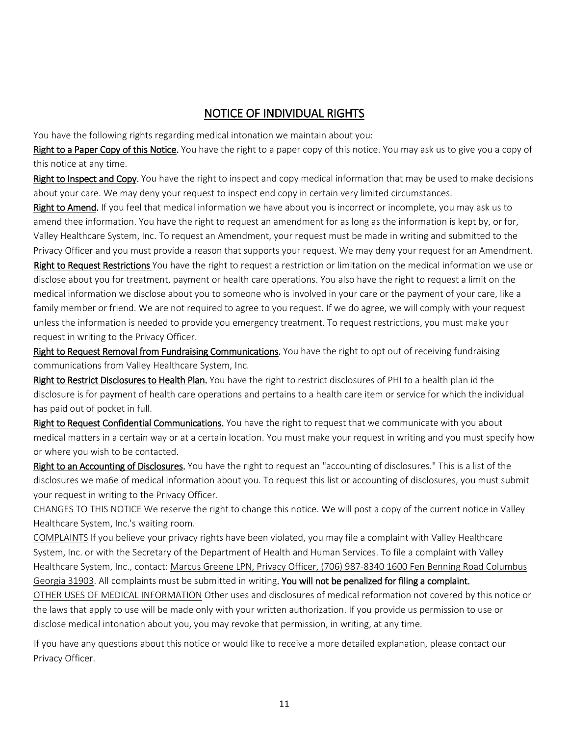## NOTICE OF INDIVIDUAL RIGHTS

You have the following rights regarding medical intonation we maintain about you:

**Right to a Paper Copy of this Notice.** You have the right to a paper copy of this notice. You may ask us to give you a copy of this notice at any time.

**Right to Inspect and Copy.** You have the right to inspect and copy medical information that may be used to make decisions about your care. We may deny your request to inspect end copy in certain very limited circumstances.

**Right to Amend.** If you feel that medical information we have about you is incorrect or incomplete, you may ask us to amend thee information. You have the right to request an amendment for as long as the information is kept by, or for, Valley Healthcare System, Inc. To request an Amendment, your request must be made in writing and submitted to the Privacy Officer and you must provide a reason that supports your request. We may deny your request for an Amendment.

**Right to Request Restrictions** You have the right to request a restriction or limitation on the medical information we use or disclose about you for treatment, payment or health care operations. You also have the right to request a limit on the medical information we disclose about you to someone who is involved in your care or the payment of your care, like a family member or friend. We are not required to agree to you request. If we do agree, we will comply with your request unless the information is needed to provide you emergency treatment. To request restrictions, you must make your request in writing to the Privacy Officer.

**Right to Request Removal from Fundraising Communications.** You have the right to opt out of receiving fundraising communications from Valley Healthcare System, Inc.

**Right to Restrict Disclosures to Health Plan.** You have the right to restrict disclosures of PHI to a health plan id the disclosure is for payment of health care operations and pertains to a health care item or service for which the individual has paid out of pocket in full.

**Right to Request Confidential Communications.** You have the right to request that we communicate with you about medical matters in a certain way or at a certain location. You must make your request in writing and you must specify how or where you wish to be contacted.

**Right to an Accounting of Disclosures.** You have the right to request an "accounting of disclosures." This is a list of the disclosures we ma6e of medical information about you. To request this list or accounting of disclosures, you must submit your request in writing to the Privacy Officer.

CHANGES TO THIS NOTICE We reserve the right to change this notice. We will post a copy of the current notice in Valley Healthcare System, Inc.'s waiting room.

COMPLAINTS If you believe your privacy rights have been violated, you may file a complaint with Valley Healthcare System, Inc. or with the Secretary of the Department of Health and Human Services. To file a complaint with Valley Healthcare System, Inc., contact: Marcus Greene LPN, Privacy Officer, (706) 987-8340 1600 Fen Benning Road Columbus Georgia 31903. All complaints must be submitted in writing. **You will not be penalized for filing a complaint.**

OTHER USES OF MEDICAL INFORMATION Other uses and disclosures of medical reformation not covered by this notice or the laws that apply to use will be made only with your written authorization. If you provide us permission to use or disclose medical intonation about you, you may revoke that permission, in writing, at any time.

If you have any questions about this notice or would like to receive a more detailed explanation, please contact our Privacy Officer.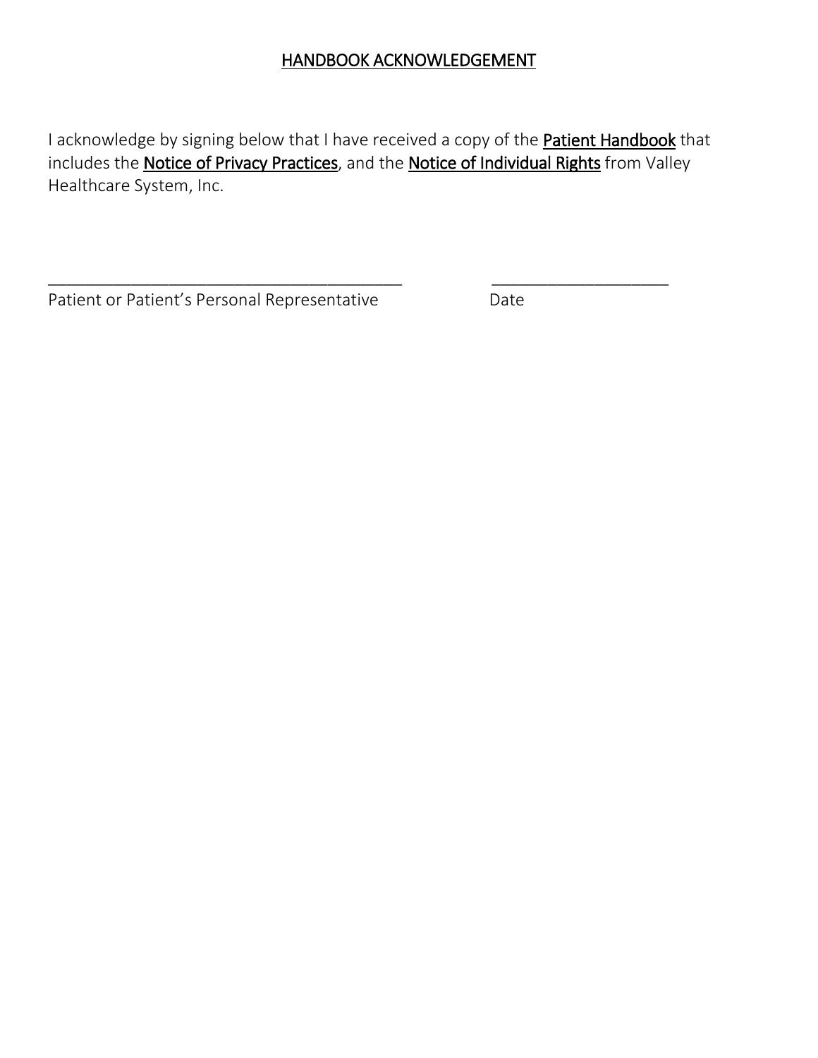## HANDBOOK ACKNOWLEDGEMENT

I acknowledge by signing below that I have received a copy of the **Patient Handbook** that includes the **Notice of Privacy Practices**, and the **Notice of Individual Rights** from Valley Healthcare System, Inc.

\_\_\_\_\_\_\_\_\_\_\_\_\_\_\_\_\_\_\_\_\_\_\_\_\_\_\_\_\_\_\_\_\_\_\_\_\_\_\_\_\_ \_\_\_\_\_\_\_\_\_\_\_\_\_\_\_\_\_\_\_\_\_

Patient or Patient's Personal Representative Date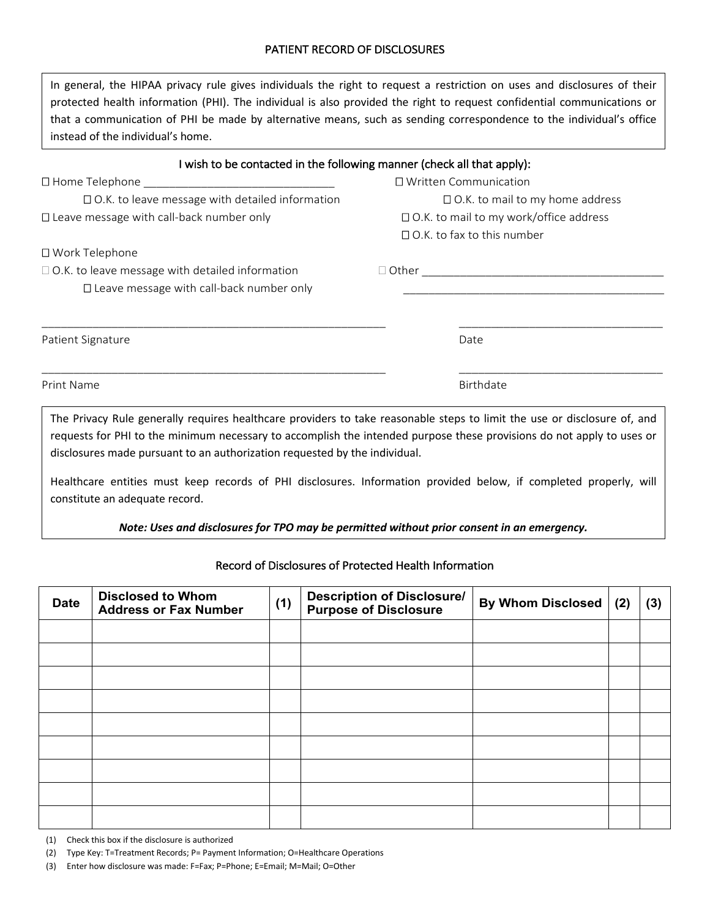# PATIENT RECORD OF DISCLOSURES

In general, the HIPAA privacy rule gives individuals the right to request a restriction on uses and disclosures of their protected health information (PHI). The individual is also provided the right to request confidential communications or that a communication of PHI be made by alternative means, such as sending correspondence to the individual's office instead of the individual's home.

I wish to be contacted in the following manner (check all that apply):

☐ Home Telephone ______________________________

☐ O.K. to leave message with detailed information

☐ Leave message with call-back number only

☐ Work Telephone

☐ O.K. to leave message with detailed information

☐ Leave message with call-back number only

☐ Written Communication

☐ O.K. to mail to my home address

☐ O.K. to mail to my work/office address

☐ O.K. to fax to this number

☐ Other ________________________________________

________________________________________________

_______________________________________________________ Patient Signature

_______________________________ Date

_______________________________________________________ Print Name

_______________________________ Birthdate

The Privacy Rule generally requires healthcare providers to take reasonable steps to limit the use or disclosure of, and requests for PHI to the minimum necessary to accomplish the intended purpose these provisions do not apply to uses or disclosures made pursuant to an authorization requested by the individual.

Healthcare entities must keep records of PHI disclosures. Information provided below, if completed properly, will constitute an adequate record.

***Note: Uses and disclosures for TPO may be permitted without prior consent in an emergency.***

## Record of Disclosures of Protected Health Information

| Date | Disclosed to Whom Address or Fax Number | (1) | Description of Disclosure/ Purpose of Disclosure | By Whom Disclosed | (2) | (3) |
|---|---|---|---|---|---|---|
| | | | | | | |
| | | | | | | |
| | | | | | | |
| | | | | | | |
| | | | | | | |
| | | | | | | |
| | | | | | | |
| | | | | | | |
| | | | | | | |

(1) Check this box if the disclosure is authorized

(2) Type Key: T=Treatment Records; P= Payment Information; O=Healthcare Operations

(3) Enter how disclosure was made: F=Fax; P=Phone; E=Email; M=Mail; O=Other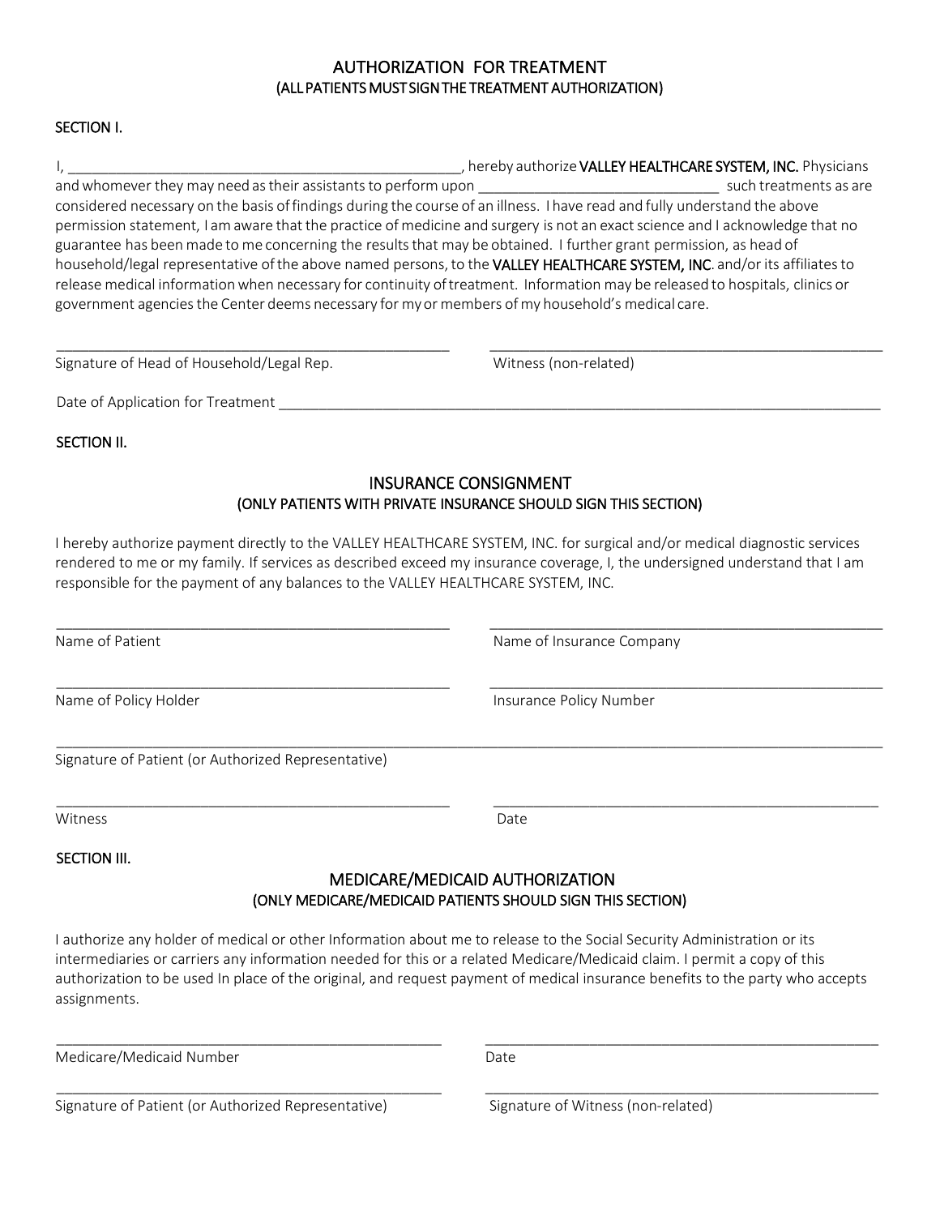# AUTHORIZATION FOR TREATMENT
(ALL PATIENTS MUST SIGN THE TREATMENT AUTHORIZATION)

**SECTION I.**

I, ___________________________________________________, hereby authorize **VALLEY HEALTHCARE SYSTEM, INC.** Physicians and whomever they may need as their assistants to perform upon ______________________________ such treatments as are considered necessary on the basis of findings during the course of an illness. I have read and fully understand the above permission statement, I am aware that the practice of medicine and surgery is not an exact science and I acknowledge that no guarantee has been made to me concerning the results that may be obtained. I further grant permission, as head of household/legal representative of the above named persons, to the **VALLEY HEALTHCARE SYSTEM, INC**. and/or its affiliates to release medical information when necessary for continuity of treatment. Information may be released to hospitals, clinics or government agencies the Center deems necessary for my or members of my household's medical care.

_________________________________________________ _________________________________________________

Signature of Head of Household/Legal Rep. Witness (non-related)

Date of Application for Treatment _______________________________________________________________________________

**SECTION II.**

## INSURANCE CONSIGNMENT
(ONLY PATIENTS WITH PRIVATE INSURANCE SHOULD SIGN THIS SECTION)

I hereby authorize payment directly to the VALLEY HEALTHCARE SYSTEM, INC. for surgical and/or medical diagnostic services rendered to me or my family. If services as described exceed my insurance coverage, I, the undersigned understand that I am responsible for the payment of any balances to the VALLEY HEALTHCARE SYSTEM, INC.

_________________________________________________ _________________________________________________

Name of Patient Name of Insurance Company

_________________________________________________ _________________________________________________

Name of Policy Holder Insurance Policy Number

__________________________________________________________________________________________________

Signature of Patient (or Authorized Representative)

_________________________________________________ _________________________________________________

Witness Date

**SECTION III.**

## MEDICARE/MEDICAID AUTHORIZATION
(ONLY MEDICARE/MEDICAID PATIENTS SHOULD SIGN THIS SECTION)

I authorize any holder of medical or other Information about me to release to the Social Security Administration or its intermediaries or carriers any information needed for this or a related Medicare/Medicaid claim. I permit a copy of this authorization to be used In place of the original, and request payment of medical insurance benefits to the party who accepts assignments.

_________________________________________________ _________________________________________________

Medicare/Medicaid Number Date

_________________________________________________ _________________________________________________

Signature of Patient (or Authorized Representative) Signature of Witness (non-related)